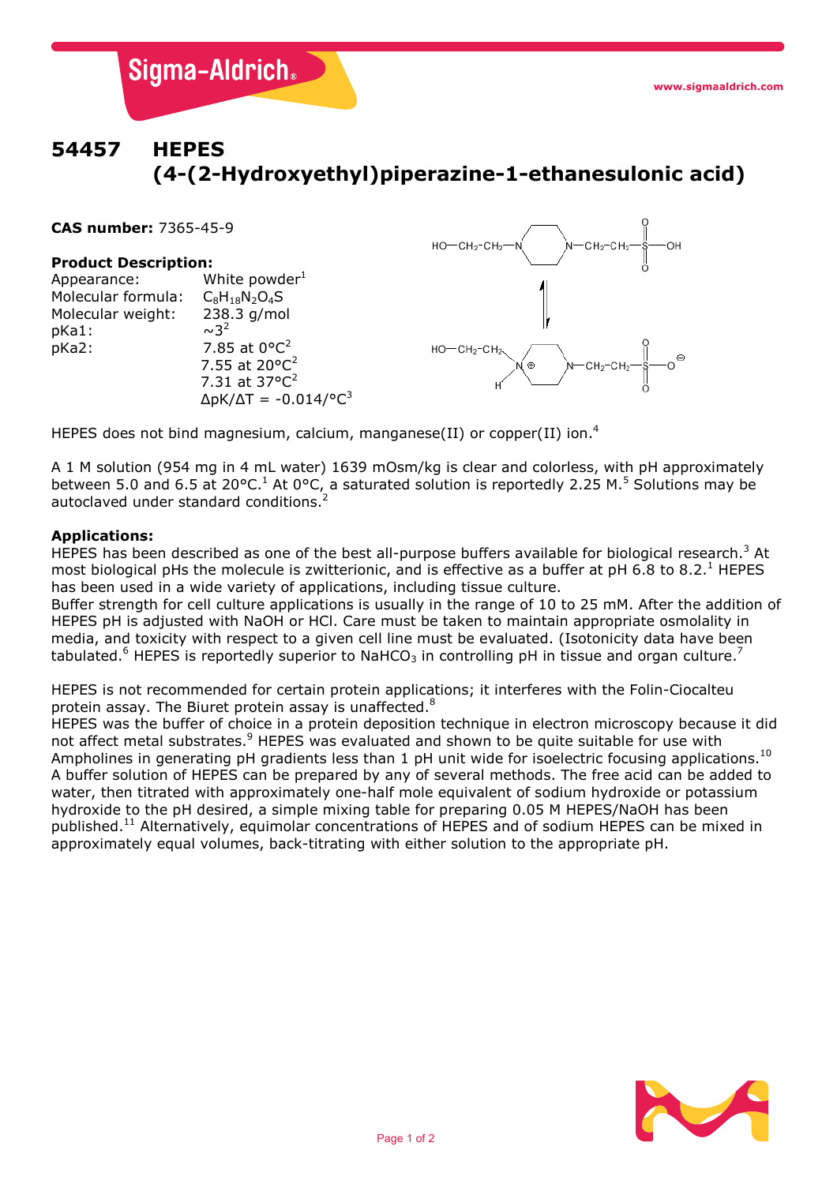# 54457 HEPES (4-(2-Hydroxyethyl)piperazine-1-ethanesulonic acid)

**CAS number:** 7365-45-9

**Product Description:**

| | |
|---|---|
| Appearance: | White powder[1] |
| Molecular formula: | $C_8H_{18}N_2O_4S$ |
| Molecular weight: | 238.3 g/mol |
| pKa1: | ~3[2] |
| pKa2: | 7.85 at 0°C[2] |
| | 7.55 at 20°C[2] |
| | 7.31 at 37°C[2] |
| | ΔpK/ΔT = -0.014/°C[3] |

HEPES does not bind magnesium, calcium, manganese(II) or copper(II) ion.[4]

A 1 M solution (954 mg in 4 mL water) 1639 mOsm/kg is clear and colorless, with pH approximately between 5.0 and 6.5 at 20°C.[1] At 0°C, a saturated solution is reportedly 2.25 M.[5] Solutions may be autoclaved under standard conditions.[2]

**Applications:**

HEPES has been described as one of the best all-purpose buffers available for biological research.[3] At most biological pHs the molecule is zwitterionic, and is effective as a buffer at pH 6.8 to 8.2.[1] HEPES has been used in a wide variety of applications, including tissue culture.

Buffer strength for cell culture applications is usually in the range of 10 to 25 mM. After the addition of HEPES pH is adjusted with NaOH or HCl. Care must be taken to maintain appropriate osmolality in media, and toxicity with respect to a given cell line must be evaluated. (Isotonicity data have been tabulated.[6] HEPES is reportedly superior to $NaHCO_3$ in controlling pH in tissue and organ culture.[7]

HEPES is not recommended for certain protein applications; it interferes with the Folin-Ciocalteu protein assay. The Biuret protein assay is unaffected.[8]

HEPES was the buffer of choice in a protein deposition technique in electron microscopy because it did not affect metal substrates.[9] HEPES was evaluated and shown to be quite suitable for use with Ampholines in generating pH gradients less than 1 pH unit wide for isoelectric focusing applications.[10]

A buffer solution of HEPES can be prepared by any of several methods. The free acid can be added to water, then titrated with approximately one-half mole equivalent of sodium hydroxide or potassium hydroxide to the pH desired, a simple mixing table for preparing 0.05 M HEPES/NaOH has been published.[11] Alternatively, equimolar concentrations of HEPES and of sodium HEPES can be mixed in approximately equal volumes, back-titrating with either solution to the appropriate pH.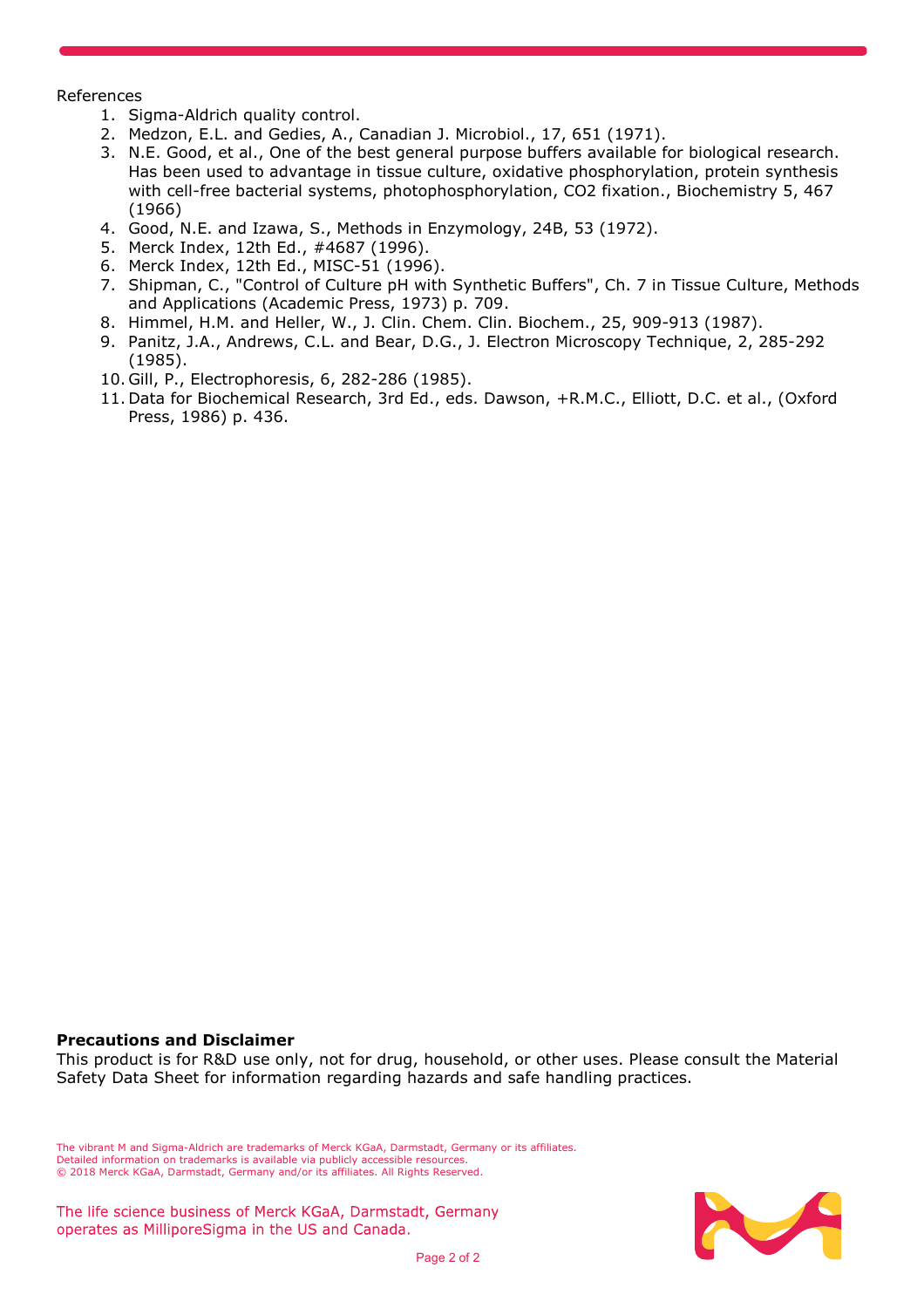References

1. Sigma-Aldrich quality control.
2. Medzon, E.L. and Gedies, A., Canadian J. Microbiol., 17, 651 (1971).
3. N.E. Good, et al., One of the best general purpose buffers available for biological research. Has been used to advantage in tissue culture, oxidative phosphorylation, protein synthesis with cell-free bacterial systems, photophosphorylation, $CO_2$ fixation., Biochemistry 5, 467 (1966)
4. Good, N.E. and Izawa, S., Methods in Enzymology, 24B, 53 (1972).
5. Merck Index, 12th Ed., #4687 (1996).
6. Merck Index, 12th Ed., MISC-51 (1996).
7. Shipman, C., "Control of Culture pH with Synthetic Buffers", Ch. 7 in Tissue Culture, Methods and Applications (Academic Press, 1973) p. 709.
8. Himmel, H.M. and Heller, W., J. Clin. Chem. Clin. Biochem., 25, 909-913 (1987).
9. Panitz, J.A., Andrews, C.L. and Bear, D.G., J. Electron Microscopy Technique, 2, 285-292 (1985).
10. Gill, P., Electrophoresis, 6, 282-286 (1985).
11. Data for Biochemical Research, 3rd Ed., eds. Dawson, +R.M.C., Elliott, D.C. et al., (Oxford Press, 1986) p. 436.

**Precautions and Disclaimer**

This product is for R&D use only, not for drug, household, or other uses. Please consult the Material Safety Data Sheet for information regarding hazards and safe handling practices.

The vibrant M and Sigma-Aldrich are trademarks of Merck KGaA, Darmstadt, Germany or its affiliates. Detailed information on trademarks is available via publicly accessible resources.
© 2018 Merck KGaA, Darmstadt, Germany and/or its affiliates. All Rights Reserved.

The life science business of Merck KGaA, Darmstadt, Germany operates as MilliporeSigma in the US and Canada.